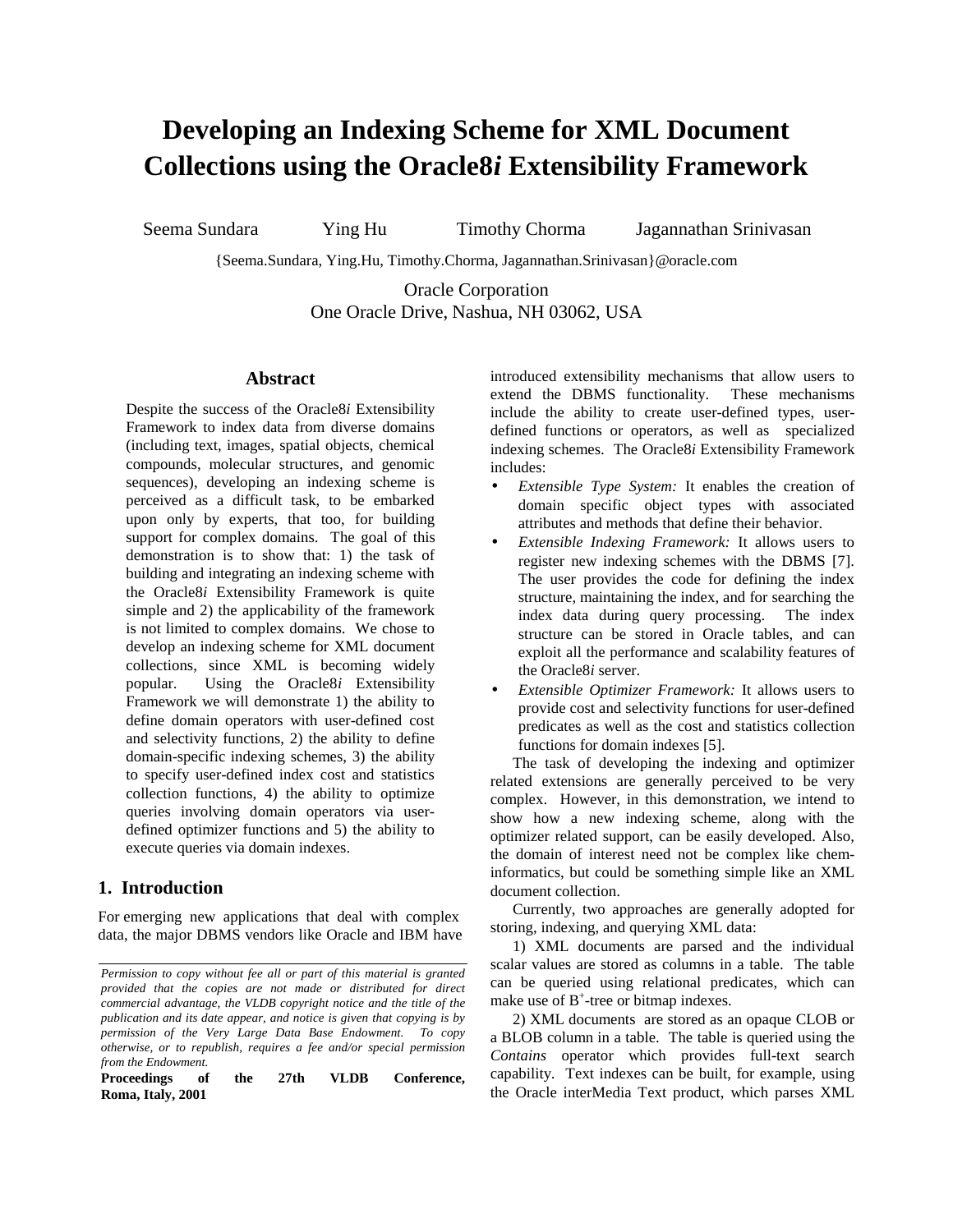# Developing an Indexing Scheme for XML Document Collections using the Oracle8*i* Extensibility Framework

Seema Sundara  Ying Hu  Timothy Chorma  Jagannathan Srinivasan

{Seema.Sundara, Ying.Hu, Timothy.Chorma, Jagannathan.Srinivasan}@oracle.com

Oracle Corporation
One Oracle Drive, Nashua, NH 03062, USA

## Abstract

Despite the success of the Oracle8*i* Extensibility Framework to index data from diverse domains (including text, images, spatial objects, chemical compounds, molecular structures, and genomic sequences), developing an indexing scheme is perceived as a difficult task, to be embarked upon only by experts, that too, for building support for complex domains. The goal of this demonstration is to show that: 1) the task of building and integrating an indexing scheme with the Oracle8*i* Extensibility Framework is quite simple and 2) the applicability of the framework is not limited to complex domains. We chose to develop an indexing scheme for XML document collections, since XML is becoming widely popular. Using the Oracle8*i* Extensibility Framework we will demonstrate 1) the ability to define domain operators with user-defined cost and selectivity functions, 2) the ability to define domain-specific indexing schemes, 3) the ability to specify user-defined index cost and statistics collection functions, 4) the ability to optimize queries involving domain operators via user-defined optimizer functions and 5) the ability to execute queries via domain indexes.

## 1. Introduction

For emerging new applications that deal with complex data, the major DBMS vendors like Oracle and IBM have introduced extensibility mechanisms that allow users to extend the DBMS functionality. These mechanisms include the ability to create user-defined types, user-defined functions or operators, as well as specialized indexing schemes. The Oracle8*i* Extensibility Framework includes:

- *Extensible Type System:* It enables the creation of domain specific object types with associated attributes and methods that define their behavior.
- *Extensible Indexing Framework:* It allows users to register new indexing schemes with the DBMS [7]. The user provides the code for defining the index structure, maintaining the index, and for searching the index data during query processing. The index structure can be stored in Oracle tables, and can exploit all the performance and scalability features of the Oracle8*i* server.
- *Extensible Optimizer Framework:* It allows users to provide cost and selectivity functions for user-defined predicates as well as the cost and statistics collection functions for domain indexes [5].

The task of developing the indexing and optimizer related extensions are generally perceived to be very complex. However, in this demonstration, we intend to show how a new indexing scheme, along with the optimizer related support, can be easily developed. Also, the domain of interest need not be complex like chem-informatics, but could be something simple like an XML document collection.

Currently, two approaches are generally adopted for storing, indexing, and querying XML data:

1) XML documents are parsed and the individual scalar values are stored as columns in a table. The table can be queried using relational predicates, which can make use of $B^+$-tree or bitmap indexes.

2) XML documents are stored as an opaque CLOB or a BLOB column in a table. The table is queried using the *Contains* operator which provides full-text search capability. Text indexes can be built, for example, using the Oracle interMedia Text product, which parses XML

*Permission to copy without fee all or part of this material is granted provided that the copies are not made or distributed for direct commercial advantage, the VLDB copyright notice and the title of the publication and its date appear, and notice is given that copying is by permission of the Very Large Data Base Endowment. To copy otherwise, or to republish, requires a fee and/or special permission from the Endowment.*

**Proceedings of the 27th VLDB Conference, Roma, Italy, 2001**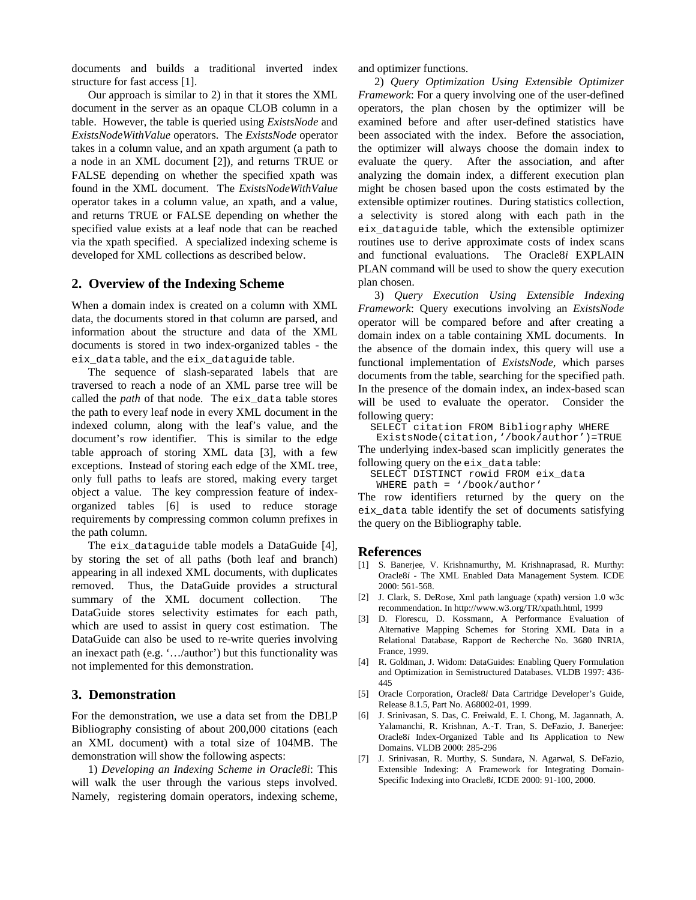documents and builds a traditional inverted index structure for fast access [1].

Our approach is similar to 2) in that it stores the XML document in the server as an opaque CLOB column in a table. However, the table is queried using *ExistsNode* and *ExistsNodeWithValue* operators. The *ExistsNode* operator takes in a column value, and an xpath argument (a path to a node in an XML document [2]), and returns TRUE or FALSE depending on whether the specified xpath was found in the XML document. The *ExistsNodeWithValue* operator takes in a column value, an xpath, and a value, and returns TRUE or FALSE depending on whether the specified value exists at a leaf node that can be reached via the xpath specified. A specialized indexing scheme is developed for XML collections as described below.

## 2. Overview of the Indexing Scheme

When a domain index is created on a column with XML data, the documents stored in that column are parsed, and information about the structure and data of the XML documents is stored in two index-organized tables - the `eix_data` table, and the `eix_dataguide` table.

The sequence of slash-separated labels that are traversed to reach a node of an XML parse tree will be called the *path* of that node. The `eix_data` table stores the path to every leaf node in every XML document in the indexed column, along with the leaf's value, and the document's row identifier. This is similar to the edge table approach of storing XML data [3], with a few exceptions. Instead of storing each edge of the XML tree, only full paths to leafs are stored, making every target object a value. The key compression feature of index-organized tables [6] is used to reduce storage requirements by compressing common column prefixes in the path column.

The `eix_dataguide` table models a DataGuide [4], by storing the set of all paths (both leaf and branch) appearing in all indexed XML documents, with duplicates removed. Thus, the DataGuide provides a structural summary of the XML document collection. The DataGuide stores selectivity estimates for each path, which are used to assist in query cost estimation. The DataGuide can also be used to re-write queries involving an inexact path (e.g. '…/author') but this functionality was not implemented for this demonstration.

## 3. Demonstration

For the demonstration, we use a data set from the DBLP Bibliography consisting of about 200,000 citations (each an XML document) with a total size of 104MB. The demonstration will show the following aspects:

1) *Developing an Indexing Scheme in Oracle8i*: This will walk the user through the various steps involved. Namely, registering domain operators, indexing scheme, and optimizer functions.

2) *Query Optimization Using Extensible Optimizer Framework*: For a query involving one of the user-defined operators, the plan chosen by the optimizer will be examined before and after user-defined statistics have been associated with the index. Before the association, the optimizer will always choose the domain index to evaluate the query. After the association, and after analyzing the domain index, a different execution plan might be chosen based upon the costs estimated by the extensible optimizer routines. During statistics collection, a selectivity is stored along with each path in the `eix_dataguide` table, which the extensible optimizer routines use to derive approximate costs of index scans and functional evaluations. The Oracle8*i* EXPLAIN PLAN command will be used to show the query execution plan chosen.

3) *Query Execution Using Extensible Indexing Framework*: Query executions involving an *ExistsNode* operator will be compared before and after creating a domain index on a table containing XML documents. In the absence of the domain index, this query will use a functional implementation of *ExistsNode*, which parses documents from the table, searching for the specified path. In the presence of the domain index, an index-based scan will be used to evaluate the operator. Consider the following query:

```
SELECT citation FROM Bibliography WHERE
  ExistsNode(citation,'/book/author')=TRUE
```

The underlying index-based scan implicitly generates the following query on the `eix_data` table:

```
SELECT DISTINCT rowid FROM eix_data
  WHERE path = '/book/author'
```

The row identifiers returned by the query on the `eix_data` table identify the set of documents satisfying the query on the Bibliography table.

## References

[1] S. Banerjee, V. Krishnamurthy, M. Krishnaprasad, R. Murthy: Oracle8*i* - The XML Enabled Data Management System. ICDE 2000: 561-568.

[2] J. Clark, S. DeRose, Xml path language (xpath) version 1.0 w3c recommendation. In http://www.w3.org/TR/xpath.html, 1999

[3] D. Florescu, D. Kossmann, A Performance Evaluation of Alternative Mapping Schemes for Storing XML Data in a Relational Database, Rapport de Recherche No. 3680 INRIA, France, 1999.

[4] R. Goldman, J. Widom: DataGuides: Enabling Query Formulation and Optimization in Semistructured Databases. VLDB 1997: 436-445

[5] Oracle Corporation, Oracle8*i* Data Cartridge Developer's Guide, Release 8.1.5, Part No. A68002-01, 1999.

[6] J. Srinivasan, S. Das, C. Freiwald, E. I. Chong, M. Jagannath, A. Yalamanchi, R. Krishnan, A.-T. Tran, S. DeFazio, J. Banerjee: Oracle8*i* Index-Organized Table and Its Application to New Domains. VLDB 2000: 285-296

[7] J. Srinivasan, R. Murthy, S. Sundara, N. Agarwal, S. DeFazio, Extensible Indexing: A Framework for Integrating Domain-Specific Indexing into Oracle8*i*, ICDE 2000: 91-100, 2000.